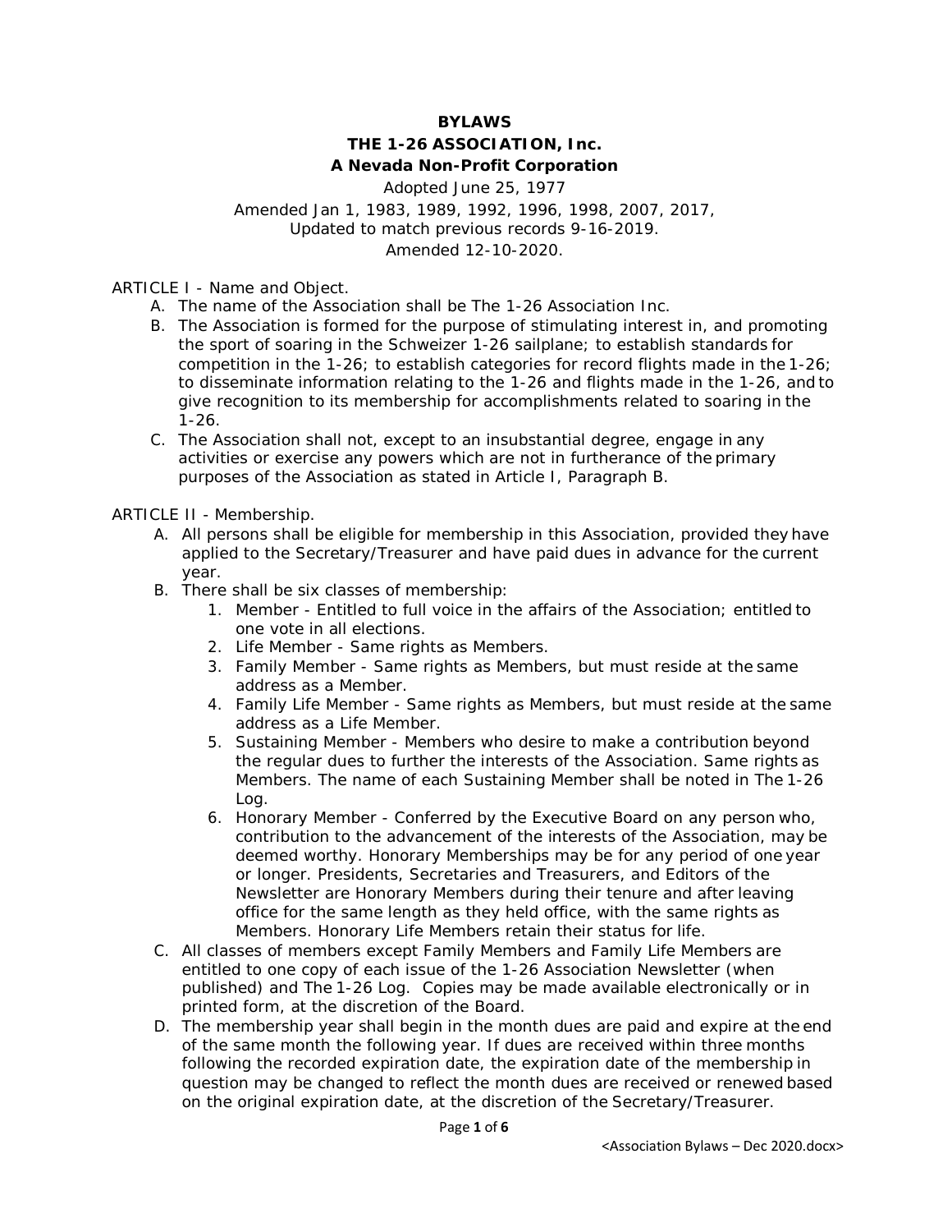# BYLAWS

## THE 1-26 ASSOCIATION, Inc.

### A Nevada Non-Profit Corporation

Adopted June 25, 1977

Amended Jan 1, 1983, 1989, 1992, 1996, 1998, 2007, 2017,
Updated to match previous records 9-16-2019.
Amended 12-10-2020.

ARTICLE I - Name and Object.

A. The name of the Association shall be The 1-26 Association Inc.
B. The Association is formed for the purpose of stimulating interest in, and promoting the sport of soaring in the Schweizer 1-26 sailplane; to establish standards for competition in the 1-26; to establish categories for record flights made in the 1-26; to disseminate information relating to the 1-26 and flights made in the 1-26, and to give recognition to its membership for accomplishments related to soaring in the 1-26.
C. The Association shall not, except to an insubstantial degree, engage in any activities or exercise any powers which are not in furtherance of the primary purposes of the Association as stated in Article I, Paragraph B.

ARTICLE II - Membership.

A. All persons shall be eligible for membership in this Association, provided they have applied to the Secretary/Treasurer and have paid dues in advance for the current year.
B. There shall be six classes of membership:
   1. Member - Entitled to full voice in the affairs of the Association; entitled to one vote in all elections.
   2. Life Member - Same rights as Members.
   3. Family Member - Same rights as Members, but must reside at the same address as a Member.
   4. Family Life Member - Same rights as Members, but must reside at the same address as a Life Member.
   5. Sustaining Member - Members who desire to make a contribution beyond the regular dues to further the interests of the Association. Same rights as Members. The name of each Sustaining Member shall be noted in The 1-26 Log.
   6. Honorary Member - Conferred by the Executive Board on any person who, contribution to the advancement of the interests of the Association, may be deemed worthy. Honorary Memberships may be for any period of one year or longer. Presidents, Secretaries and Treasurers, and Editors of the Newsletter are Honorary Members during their tenure and after leaving office for the same length as they held office, with the same rights as Members. Honorary Life Members retain their status for life.
C. All classes of members except Family Members and Family Life Members are entitled to one copy of each issue of the 1-26 Association Newsletter (when published) and The 1-26 Log. Copies may be made available electronically or in printed form, at the discretion of the Board.
D. The membership year shall begin in the month dues are paid and expire at the end of the same month the following year. If dues are received within three months following the recorded expiration date, the expiration date of the membership in question may be changed to reflect the month dues are received or renewed based on the original expiration date, at the discretion of the Secretary/Treasurer.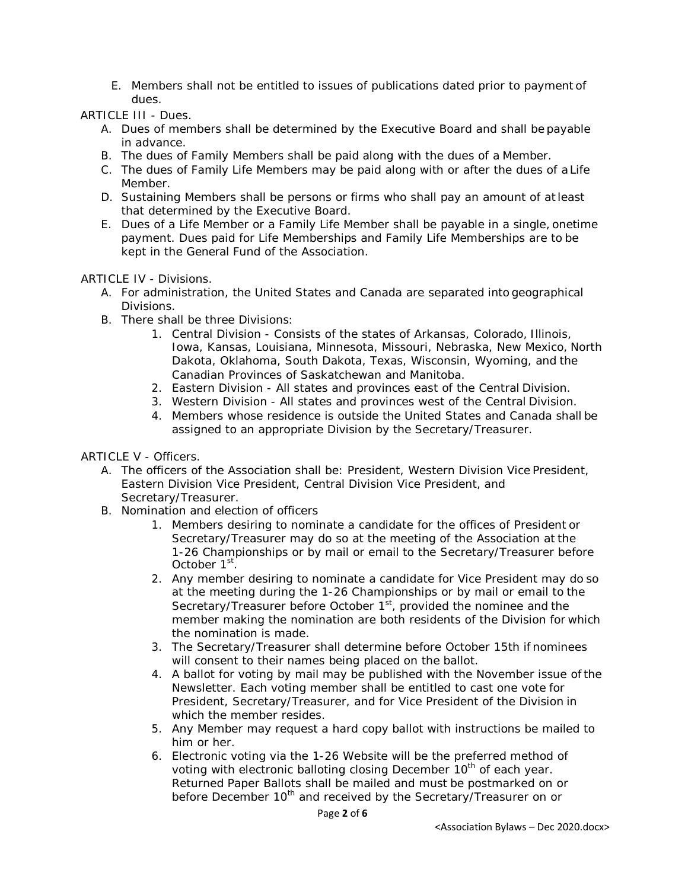E. Members shall not be entitled to issues of publications dated prior to payment of dues.

ARTICLE III - Dues.

A. Dues of members shall be determined by the Executive Board and shall be payable in advance.
B. The dues of Family Members shall be paid along with the dues of a Member.
C. The dues of Family Life Members may be paid along with or after the dues of a Life Member.
D. Sustaining Members shall be persons or firms who shall pay an amount of at least that determined by the Executive Board.
E. Dues of a Life Member or a Family Life Member shall be payable in a single, onetime payment. Dues paid for Life Memberships and Family Life Memberships are to be kept in the General Fund of the Association.

ARTICLE IV - Divisions.

A. For administration, the United States and Canada are separated into geographical Divisions.
B. There shall be three Divisions:
    1. Central Division - Consists of the states of Arkansas, Colorado, Illinois, Iowa, Kansas, Louisiana, Minnesota, Missouri, Nebraska, New Mexico, North Dakota, Oklahoma, South Dakota, Texas, Wisconsin, Wyoming, and the Canadian Provinces of Saskatchewan and Manitoba.
    2. Eastern Division - All states and provinces east of the Central Division.
    3. Western Division - All states and provinces west of the Central Division.
    4. Members whose residence is outside the United States and Canada shall be assigned to an appropriate Division by the Secretary/Treasurer.

ARTICLE V - Officers.

A. The officers of the Association shall be: President, Western Division Vice President, Eastern Division Vice President, Central Division Vice President, and Secretary/Treasurer.
B. Nomination and election of officers
    1. Members desiring to nominate a candidate for the offices of President or Secretary/Treasurer may do so at the meeting of the Association at the 1-26 Championships or by mail or email to the Secretary/Treasurer before October 1st.
    2. Any member desiring to nominate a candidate for Vice President may do so at the meeting during the 1-26 Championships or by mail or email to the Secretary/Treasurer before October 1st, provided the nominee and the member making the nomination are both residents of the Division for which the nomination is made.
    3. The Secretary/Treasurer shall determine before October 15th if nominees will consent to their names being placed on the ballot.
    4. A ballot for voting by mail may be published with the November issue of the Newsletter. Each voting member shall be entitled to cast one vote for President, Secretary/Treasurer, and for Vice President of the Division in which the member resides.
    5. Any Member may request a hard copy ballot with instructions be mailed to him or her.
    6. Electronic voting via the 1-26 Website will be the preferred method of voting with electronic balloting closing December 10th of each year. Returned Paper Ballots shall be mailed and must be postmarked on or before December 10th and received by the Secretary/Treasurer on or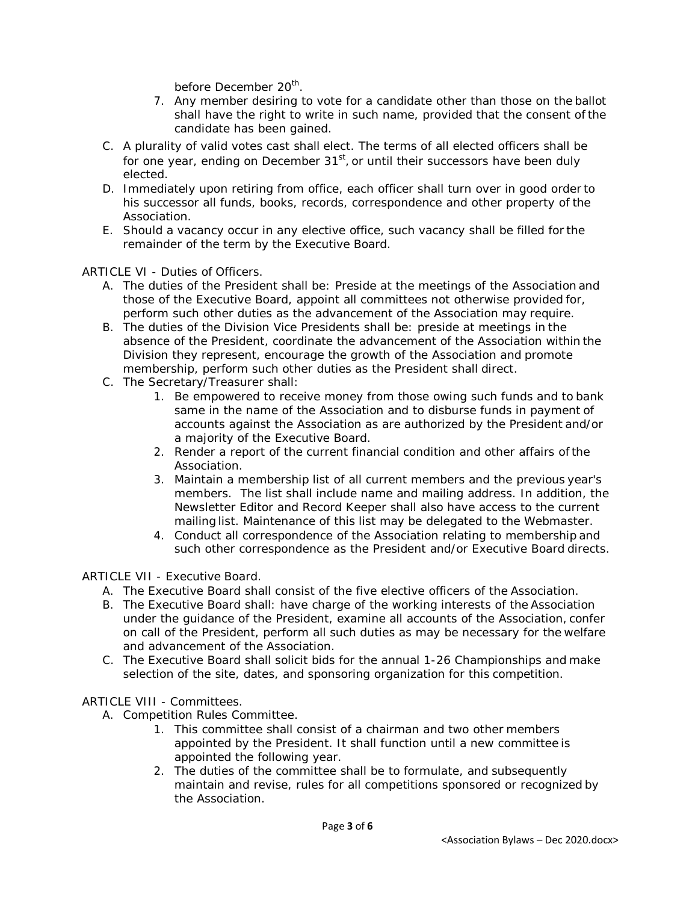before December 20th.

7. Any member desiring to vote for a candidate other than those on the ballot shall have the right to write in such name, provided that the consent of the candidate has been gained.

C. A plurality of valid votes cast shall elect. The terms of all elected officers shall be for one year, ending on December 31st, or until their successors have been duly elected.
D. Immediately upon retiring from office, each officer shall turn over in good order to his successor all funds, books, records, correspondence and other property of the Association.
E. Should a vacancy occur in any elective office, such vacancy shall be filled for the remainder of the term by the Executive Board.

ARTICLE VI - Duties of Officers.

A. The duties of the President shall be: Preside at the meetings of the Association and those of the Executive Board, appoint all committees not otherwise provided for, perform such other duties as the advancement of the Association may require.
B. The duties of the Division Vice Presidents shall be: preside at meetings in the absence of the President, coordinate the advancement of the Association within the Division they represent, encourage the growth of the Association and promote membership, perform such other duties as the President shall direct.
C. The Secretary/Treasurer shall:
   1. Be empowered to receive money from those owing such funds and to bank same in the name of the Association and to disburse funds in payment of accounts against the Association as are authorized by the President and/or a majority of the Executive Board.
   2. Render a report of the current financial condition and other affairs of the Association.
   3. Maintain a membership list of all current members and the previous year's members. The list shall include name and mailing address. In addition, the Newsletter Editor and Record Keeper shall also have access to the current mailing list. Maintenance of this list may be delegated to the Webmaster.
   4. Conduct all correspondence of the Association relating to membership and such other correspondence as the President and/or Executive Board directs.

ARTICLE VII - Executive Board.

A. The Executive Board shall consist of the five elective officers of the Association.
B. The Executive Board shall: have charge of the working interests of the Association under the guidance of the President, examine all accounts of the Association, confer on call of the President, perform all such duties as may be necessary for the welfare and advancement of the Association.
C. The Executive Board shall solicit bids for the annual 1-26 Championships and make selection of the site, dates, and sponsoring organization for this competition.

ARTICLE VIII - Committees.

A. Competition Rules Committee.
   1. This committee shall consist of a chairman and two other members appointed by the President. It shall function until a new committee is appointed the following year.
   2. The duties of the committee shall be to formulate, and subsequently maintain and revise, rules for all competitions sponsored or recognized by the Association.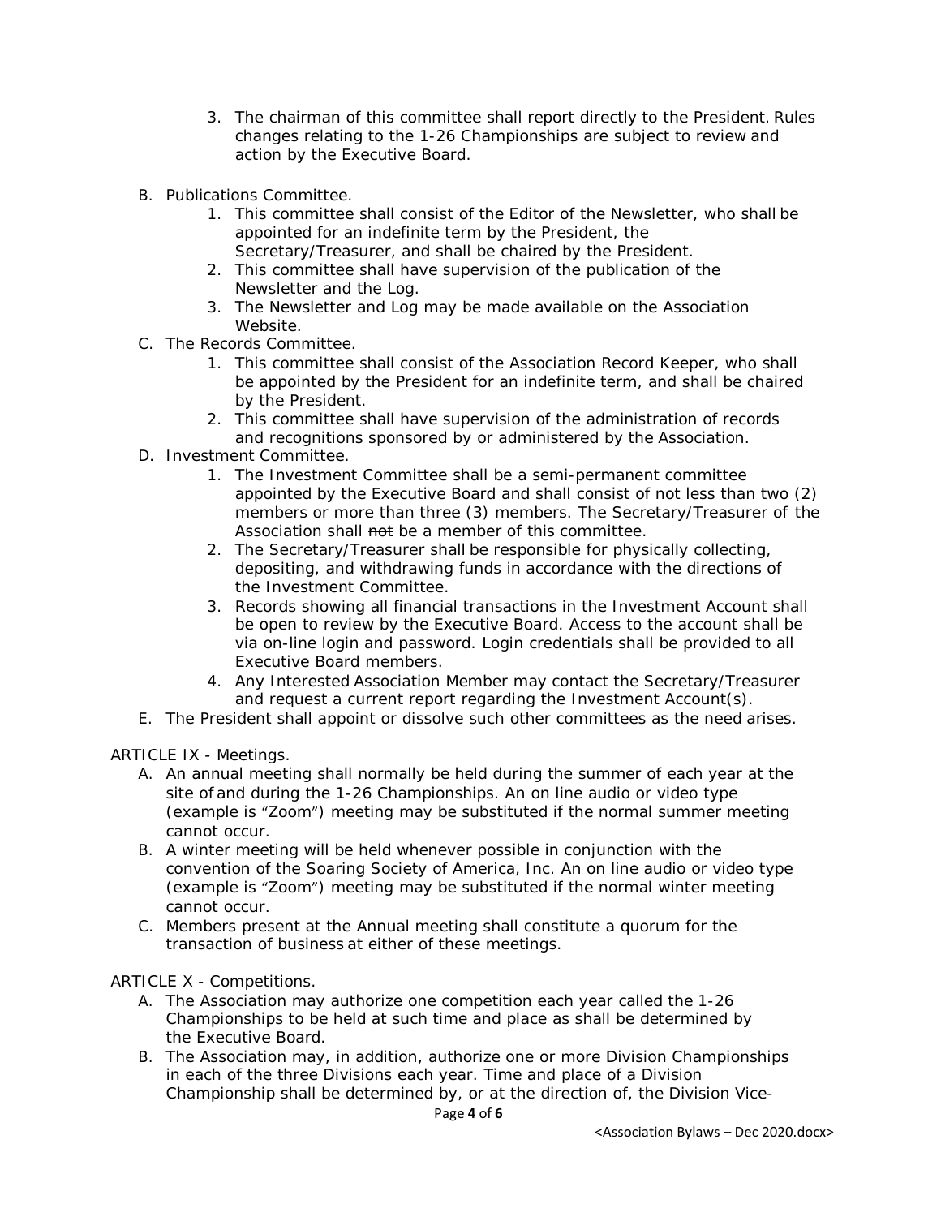3. The chairman of this committee shall report directly to the President. Rules changes relating to the 1-26 Championships are subject to review and action by the Executive Board.

B. Publications Committee.
   1. This committee shall consist of the Editor of the Newsletter, who shall be appointed for an indefinite term by the President, the Secretary/Treasurer, and shall be chaired by the President.
   2. This committee shall have supervision of the publication of the Newsletter and the Log.
   3. The Newsletter and Log may be made available on the Association Website.

C. The Records Committee.
   1. This committee shall consist of the Association Record Keeper, who shall be appointed by the President for an indefinite term, and shall be chaired by the President.
   2. This committee shall have supervision of the administration of records and recognitions sponsored by or administered by the Association.

D. Investment Committee.
   1. The Investment Committee shall be a semi-permanent committee appointed by the Executive Board and shall consist of not less than two (2) members or more than three (3) members. The Secretary/Treasurer of the Association shall ~~not~~ be a member of this committee.
   2. The Secretary/Treasurer shall be responsible for physically collecting, depositing, and withdrawing funds in accordance with the directions of the Investment Committee.
   3. Records showing all financial transactions in the Investment Account shall be open to review by the Executive Board. Access to the account shall be via on-line login and password. Login credentials shall be provided to all Executive Board members.
   4. Any Interested Association Member may contact the Secretary/Treasurer and request a current report regarding the Investment Account(s).

E. The President shall appoint or dissolve such other committees as the need arises.

ARTICLE IX - Meetings.

A. An annual meeting shall normally be held during the summer of each year at the site of and during the 1-26 Championships. An on line audio or video type (example is "Zoom") meeting may be substituted if the normal summer meeting cannot occur.
B. A winter meeting will be held whenever possible in conjunction with the convention of the Soaring Society of America, Inc. An on line audio or video type (example is "Zoom") meeting may be substituted if the normal winter meeting cannot occur.
C. Members present at the Annual meeting shall constitute a quorum for the transaction of business at either of these meetings.

ARTICLE X - Competitions.

A. The Association may authorize one competition each year called the 1-26 Championships to be held at such time and place as shall be determined by the Executive Board.
B. The Association may, in addition, authorize one or more Division Championships in each of the three Divisions each year. Time and place of a Division Championship shall be determined by, or at the direction of, the Division Vice-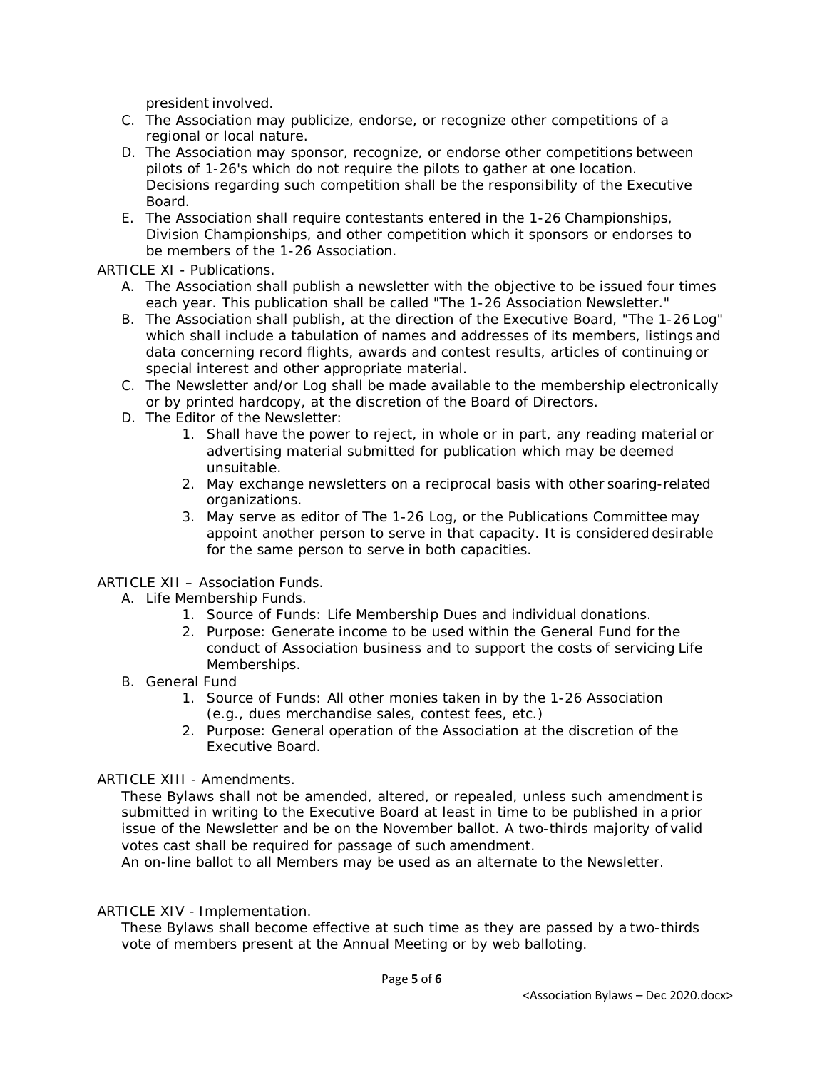president involved.

C. The Association may publicize, endorse, or recognize other competitions of a regional or local nature.
D. The Association may sponsor, recognize, or endorse other competitions between pilots of 1-26's which do not require the pilots to gather at one location. Decisions regarding such competition shall be the responsibility of the Executive Board.
E. The Association shall require contestants entered in the 1-26 Championships, Division Championships, and other competition which it sponsors or endorses to be members of the 1-26 Association.

ARTICLE XI - Publications.

A. The Association shall publish a newsletter with the objective to be issued four times each year. This publication shall be called "The 1-26 Association Newsletter."
B. The Association shall publish, at the direction of the Executive Board, "The 1-26 Log" which shall include a tabulation of names and addresses of its members, listings and data concerning record flights, awards and contest results, articles of continuing or special interest and other appropriate material.
C. The Newsletter and/or Log shall be made available to the membership electronically or by printed hardcopy, at the discretion of the Board of Directors.
D. The Editor of the Newsletter:
   1. Shall have the power to reject, in whole or in part, any reading material or advertising material submitted for publication which may be deemed unsuitable.
   2. May exchange newsletters on a reciprocal basis with other soaring-related organizations.
   3. May serve as editor of The 1-26 Log, or the Publications Committee may appoint another person to serve in that capacity. It is considered desirable for the same person to serve in both capacities.

ARTICLE XII – Association Funds.

A. Life Membership Funds.
   1. Source of Funds: Life Membership Dues and individual donations.
   2. Purpose: Generate income to be used within the General Fund for the conduct of Association business and to support the costs of servicing Life Memberships.
B. General Fund
   1. Source of Funds: All other monies taken in by the 1-26 Association (e.g., dues merchandise sales, contest fees, etc.)
   2. Purpose: General operation of the Association at the discretion of the Executive Board.

ARTICLE XIII - Amendments.

These Bylaws shall not be amended, altered, or repealed, unless such amendment is submitted in writing to the Executive Board at least in time to be published in a prior issue of the Newsletter and be on the November ballot. A two-thirds majority of valid votes cast shall be required for passage of such amendment.
An on-line ballot to all Members may be used as an alternate to the Newsletter.

ARTICLE XIV - Implementation.

These Bylaws shall become effective at such time as they are passed by a two-thirds vote of members present at the Annual Meeting or by web balloting.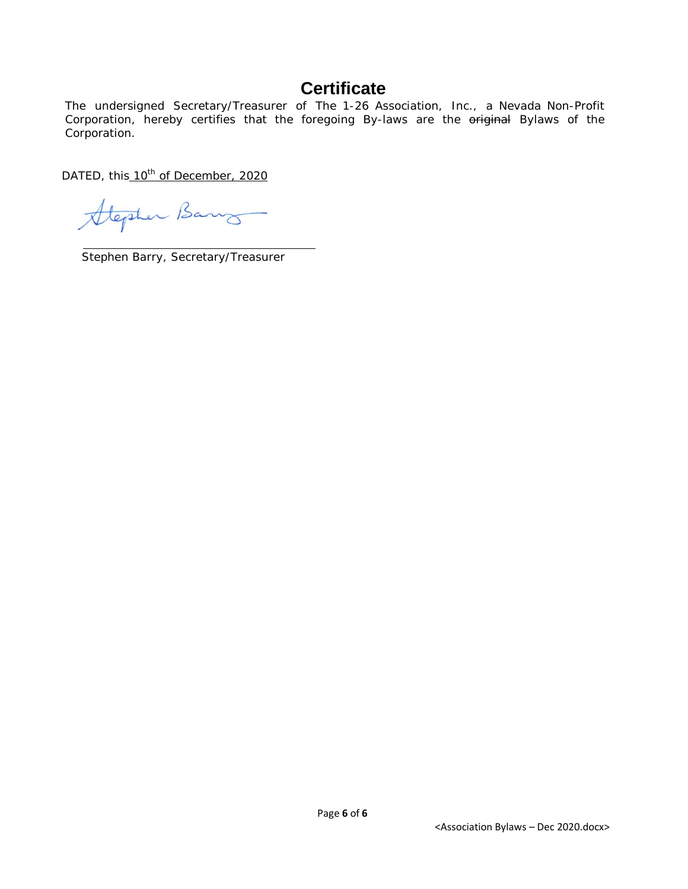# Certificate

The undersigned Secretary/Treasurer of The 1-26 Association, Inc., a Nevada Non-Profit Corporation, hereby certifies that the foregoing By-laws are the ~~original~~ Bylaws of the Corporation.

DATED, this 10th of December, 2020

Stephen Barry, Secretary/Treasurer